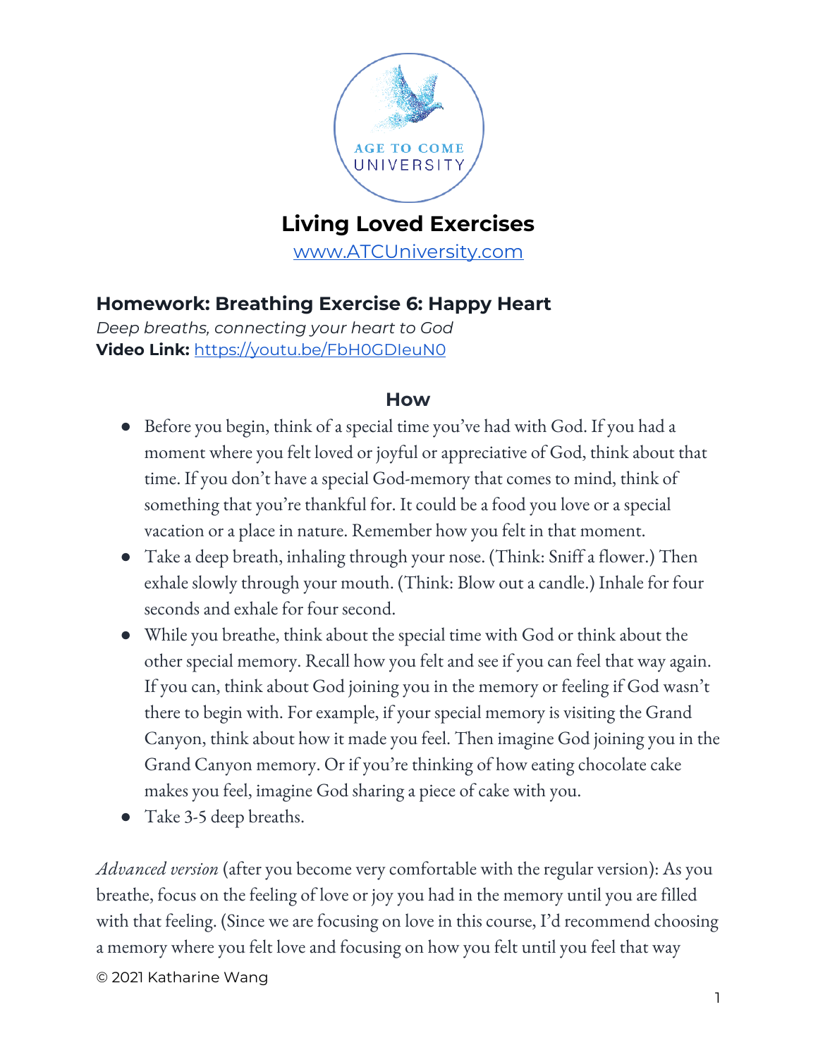# Living Loved Exercises

[www.ATCUniversity.com](http://www.ATCUniversity.com)

## Homework: Breathing Exercise 6: Happy Heart

*Deep breaths, connecting your heart to God*

**Video Link:** [https://youtu.be/FbH0GDIeuN0](https://youtu.be/FbH0GDIeuN0)

### How

- Before you begin, think of a special time you've had with God. If you had a moment where you felt loved or joyful or appreciative of God, think about that time. If you don't have a special God-memory that comes to mind, think of something that you're thankful for. It could be a food you love or a special vacation or a place in nature. Remember how you felt in that moment.
- Take a deep breath, inhaling through your nose. (Think: Sniff a flower.) Then exhale slowly through your mouth. (Think: Blow out a candle.) Inhale for four seconds and exhale for four second.
- While you breathe, think about the special time with God or think about the other special memory. Recall how you felt and see if you can feel that way again. If you can, think about God joining you in the memory or feeling if God wasn't there to begin with. For example, if your special memory is visiting the Grand Canyon, think about how it made you feel. Then imagine God joining you in the Grand Canyon memory. Or if you're thinking of how eating chocolate cake makes you feel, imagine God sharing a piece of cake with you.
- Take 3-5 deep breaths.

*Advanced version* (after you become very comfortable with the regular version): As you breathe, focus on the feeling of love or joy you had in the memory until you are filled with that feeling. (Since we are focusing on love in this course, I'd recommend choosing a memory where you felt love and focusing on how you felt until you feel that way

© 2021 Katharine Wang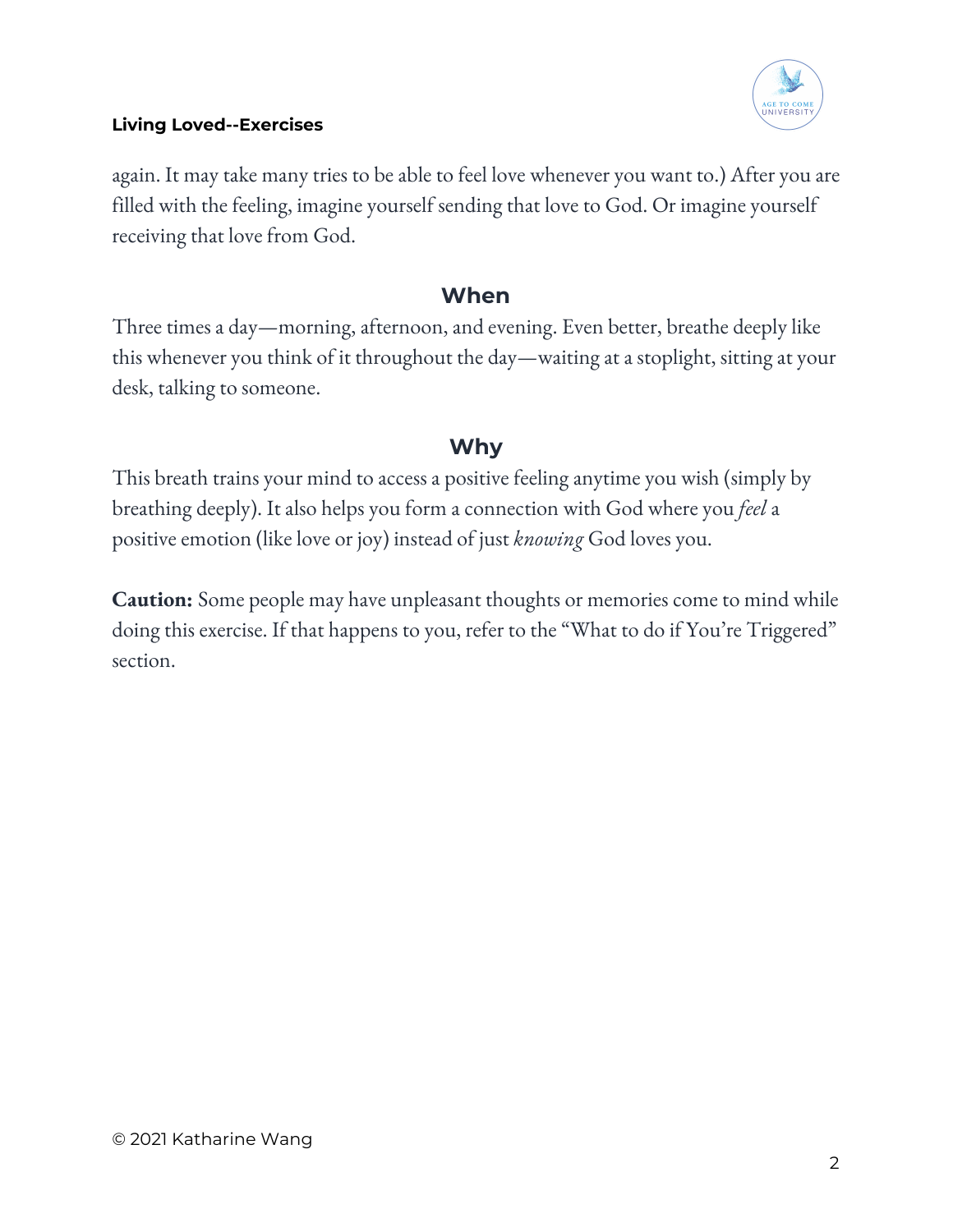again. It may take many tries to be able to feel love whenever you want to.) After you are filled with the feeling, imagine yourself sending that love to God. Or imagine yourself receiving that love from God.

## When

Three times a day—morning, afternoon, and evening. Even better, breathe deeply like this whenever you think of it throughout the day—waiting at a stoplight, sitting at your desk, talking to someone.

## Why

This breath trains your mind to access a positive feeling anytime you wish (simply by breathing deeply). It also helps you form a connection with God where you *feel* a positive emotion (like love or joy) instead of just *knowing* God loves you.

**Caution:** Some people may have unpleasant thoughts or memories come to mind while doing this exercise. If that happens to you, refer to the “What to do if You’re Triggered” section.

© 2021 Katharine Wang